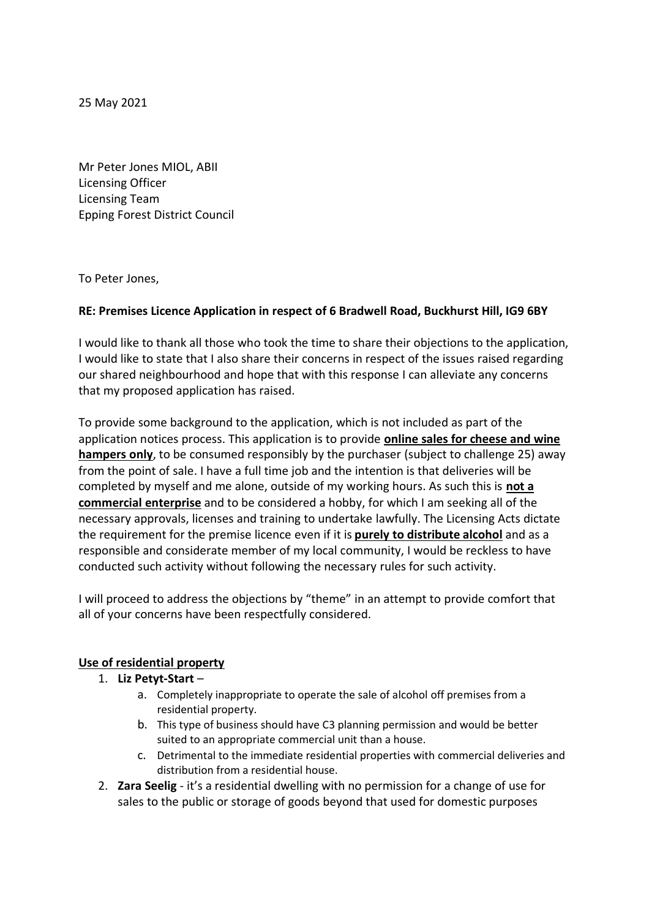25 May 2021

Mr Peter Jones MIOL, ABII
Licensing Officer
Licensing Team
Epping Forest District Council

To Peter Jones,

**RE: Premises Licence Application in respect of 6 Bradwell Road, Buckhurst Hill, IG9 6BY**

I would like to thank all those who took the time to share their objections to the application, I would like to state that I also share their concerns in respect of the issues raised regarding our shared neighbourhood and hope that with this response I can alleviate any concerns that my proposed application has raised.

To provide some background to the application, which is not included as part of the application notices process. This application is to provide **online sales for cheese and wine hampers only**, to be consumed responsibly by the purchaser (subject to challenge 25) away from the point of sale. I have a full time job and the intention is that deliveries will be completed by myself and me alone, outside of my working hours. As such this is **not a commercial enterprise** and to be considered a hobby, for which I am seeking all of the necessary approvals, licenses and training to undertake lawfully. The Licensing Acts dictate the requirement for the premise licence even if it is **purely to distribute alcohol** and as a responsible and considerate member of my local community, I would be reckless to have conducted such activity without following the necessary rules for such activity.

I will proceed to address the objections by "theme" in an attempt to provide comfort that all of your concerns have been respectfully considered.

**Use of residential property**

1. **Liz Petyt-Start** –
    a. Completely inappropriate to operate the sale of alcohol off premises from a residential property.
    b. This type of business should have C3 planning permission and would be better suited to an appropriate commercial unit than a house.
    c. Detrimental to the immediate residential properties with commercial deliveries and distribution from a residential house.
2. **Zara Seelig** - it's a residential dwelling with no permission for a change of use for sales to the public or storage of goods beyond that used for domestic purposes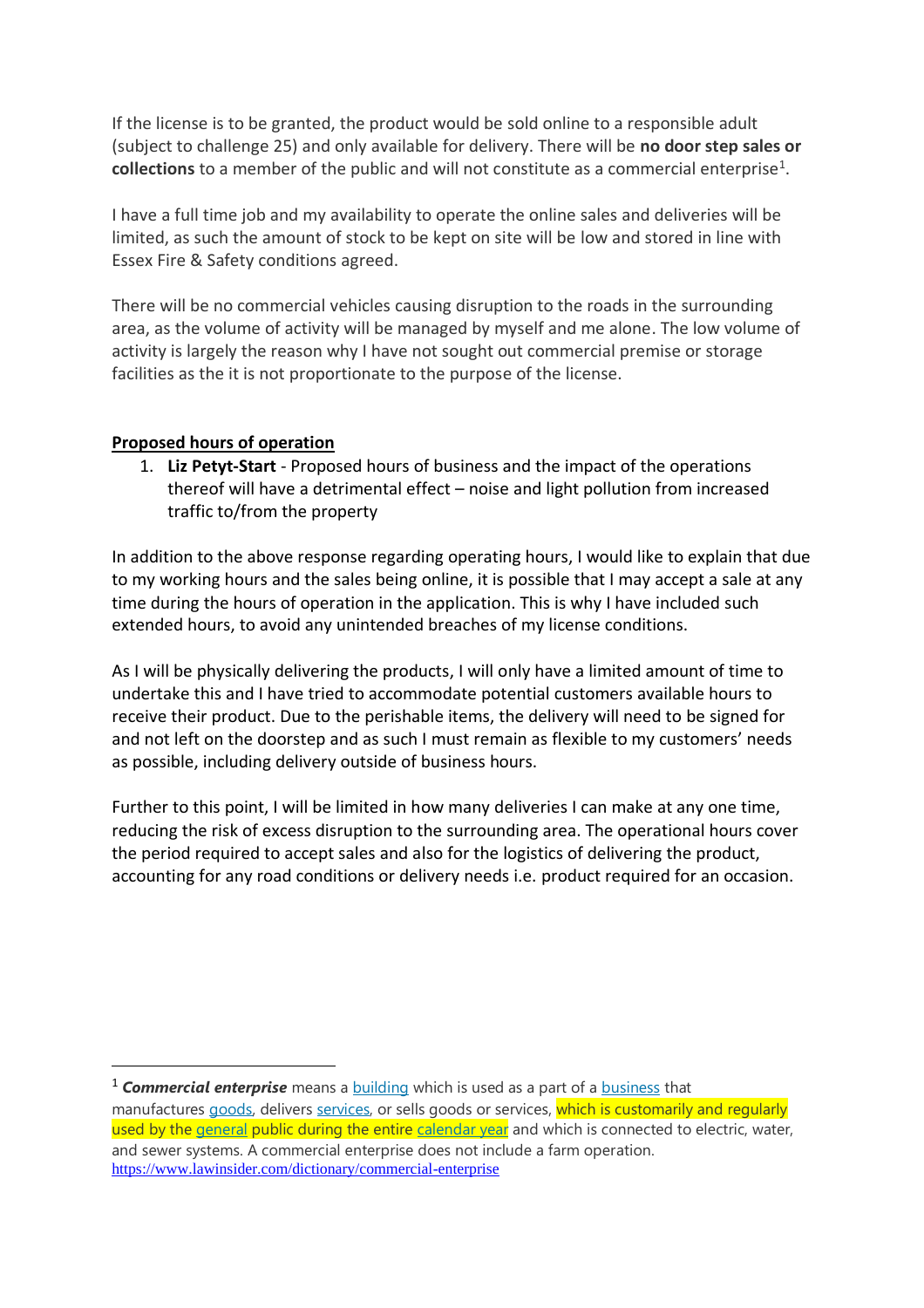If the license is to be granted, the product would be sold online to a responsible adult (subject to challenge 25) and only available for delivery. There will be **no door step sales or collections** to a member of the public and will not constitute as a commercial enterprise[1].

I have a full time job and my availability to operate the online sales and deliveries will be limited, as such the amount of stock to be kept on site will be low and stored in line with Essex Fire & Safety conditions agreed.

There will be no commercial vehicles causing disruption to the roads in the surrounding area, as the volume of activity will be managed by myself and me alone. The low volume of activity is largely the reason why I have not sought out commercial premise or storage facilities as the it is not proportionate to the purpose of the license.

**<u>Proposed hours of operation</u>**

1. **Liz Petyt-Start** - Proposed hours of business and the impact of the operations thereof will have a detrimental effect – noise and light pollution from increased traffic to/from the property

In addition to the above response regarding operating hours, I would like to explain that due to my working hours and the sales being online, it is possible that I may accept a sale at any time during the hours of operation in the application. This is why I have included such extended hours, to avoid any unintended breaches of my license conditions.

As I will be physically delivering the products, I will only have a limited amount of time to undertake this and I have tried to accommodate potential customers available hours to receive their product. Due to the perishable items, the delivery will need to be signed for and not left on the doorstep and as such I must remain as flexible to my customers' needs as possible, including delivery outside of business hours.

Further to this point, I will be limited in how many deliveries I can make at any one time, reducing the risk of excess disruption to the surrounding area. The operational hours cover the period required to accept sales and also for the logistics of delivering the product, accounting for any road conditions or delivery needs i.e. product required for an occasion.

---

[1] ***Commercial enterprise*** means a building which is used as a part of a business that manufactures goods, delivers services, or sells goods or services, which is customarily and regularly used by the general public during the entire calendar year and which is connected to electric, water, and sewer systems. A commercial enterprise does not include a farm operation. https://www.lawinsider.com/dictionary/commercial-enterprise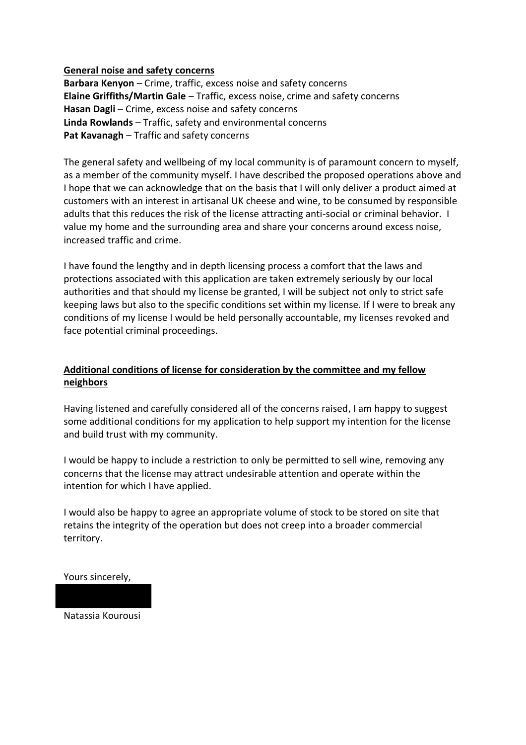**General noise and safety concerns**

**Barbara Kenyon** – Crime, traffic, excess noise and safety concerns
**Elaine Griffiths/Martin Gale** – Traffic, excess noise, crime and safety concerns
**Hasan Dagli** – Crime, excess noise and safety concerns
**Linda Rowlands** – Traffic, safety and environmental concerns
**Pat Kavanagh** – Traffic and safety concerns

The general safety and wellbeing of my local community is of paramount concern to myself, as a member of the community myself. I have described the proposed operations above and I hope that we can acknowledge that on the basis that I will only deliver a product aimed at customers with an interest in artisanal UK cheese and wine, to be consumed by responsible adults that this reduces the risk of the license attracting anti-social or criminal behavior. I value my home and the surrounding area and share your concerns around excess noise, increased traffic and crime.

I have found the lengthy and in depth licensing process a comfort that the laws and protections associated with this application are taken extremely seriously by our local authorities and that should my license be granted, I will be subject not only to strict safe keeping laws but also to the specific conditions set within my license. If I were to break any conditions of my license I would be held personally accountable, my licenses revoked and face potential criminal proceedings.

**Additional conditions of license for consideration by the committee and my fellow neighbors**

Having listened and carefully considered all of the concerns raised, I am happy to suggest some additional conditions for my application to help support my intention for the license and build trust with my community.

I would be happy to include a restriction to only be permitted to sell wine, removing any concerns that the license may attract undesirable attention and operate within the intention for which I have applied.

I would also be happy to agree an appropriate volume of stock to be stored on site that retains the integrity of the operation but does not creep into a broader commercial territory.

Yours sincerely,

Natassia Kourousi